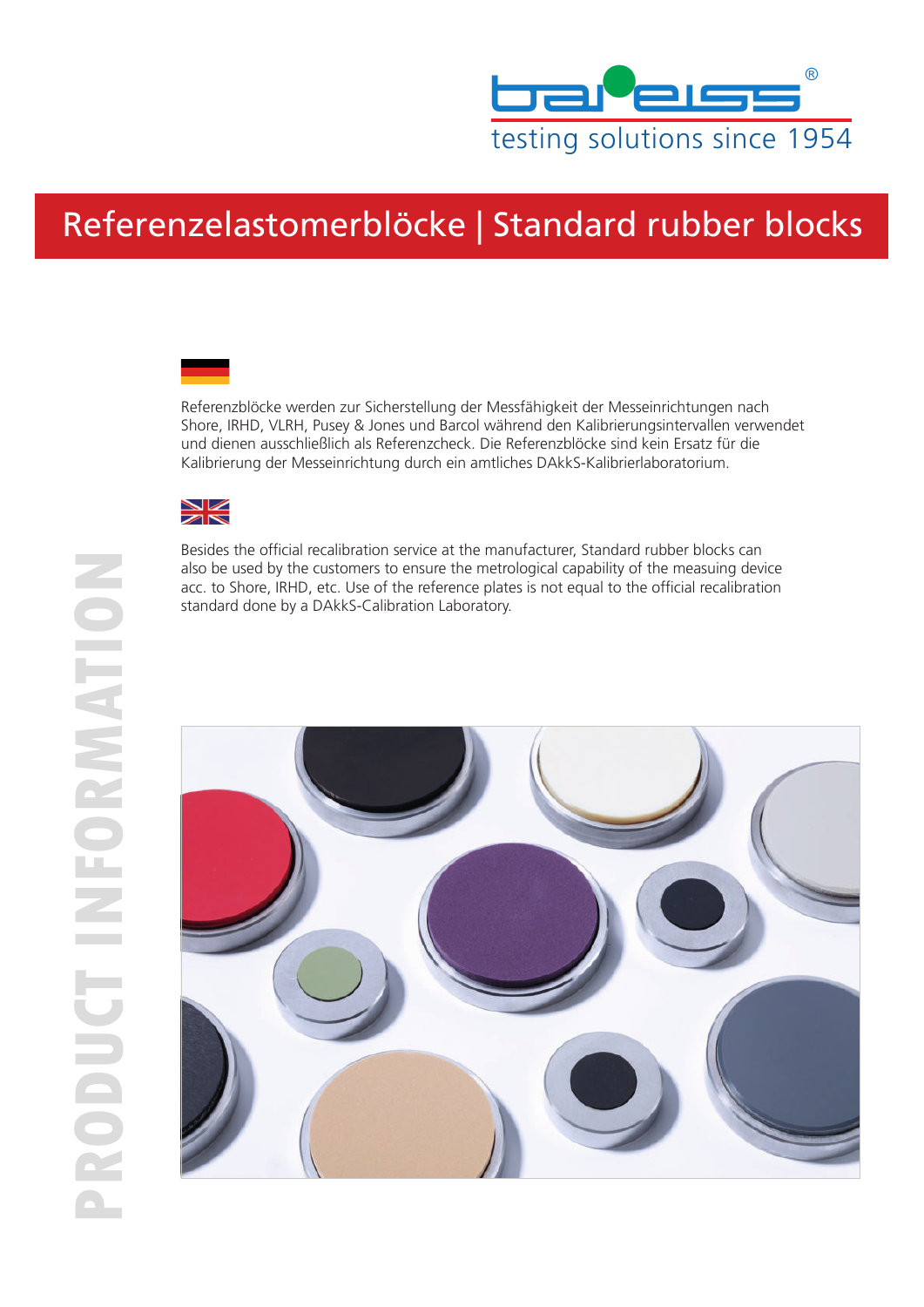testing solutions since 1954

# Referenzelastomerblöcke | Standard rubber blocks

Referenzblöcke werden zur Sicherstellung der Messfähigkeit der Messeinrichtungen nach Shore, IRHD, VLRH, Pusey & Jones und Barcol während den Kalibrierungsintervallen verwendet und dienen ausschließlich als Referenzcheck. Die Referenzblöcke sind kein Ersatz für die Kalibrierung der Messeinrichtung durch ein amtliches DAkkS-Kalibrierlaboratorium.

Besides the official recalibration service at the manufacturer, Standard rubber blocks can also be used by the customers to ensure the metrological capability of the measuing device acc. to Shore, IRHD, etc. Use of the reference plates is not equal to the official recalibration standard done by a DAkkS-Calibration Laboratory.

PRODUCT INFORMATION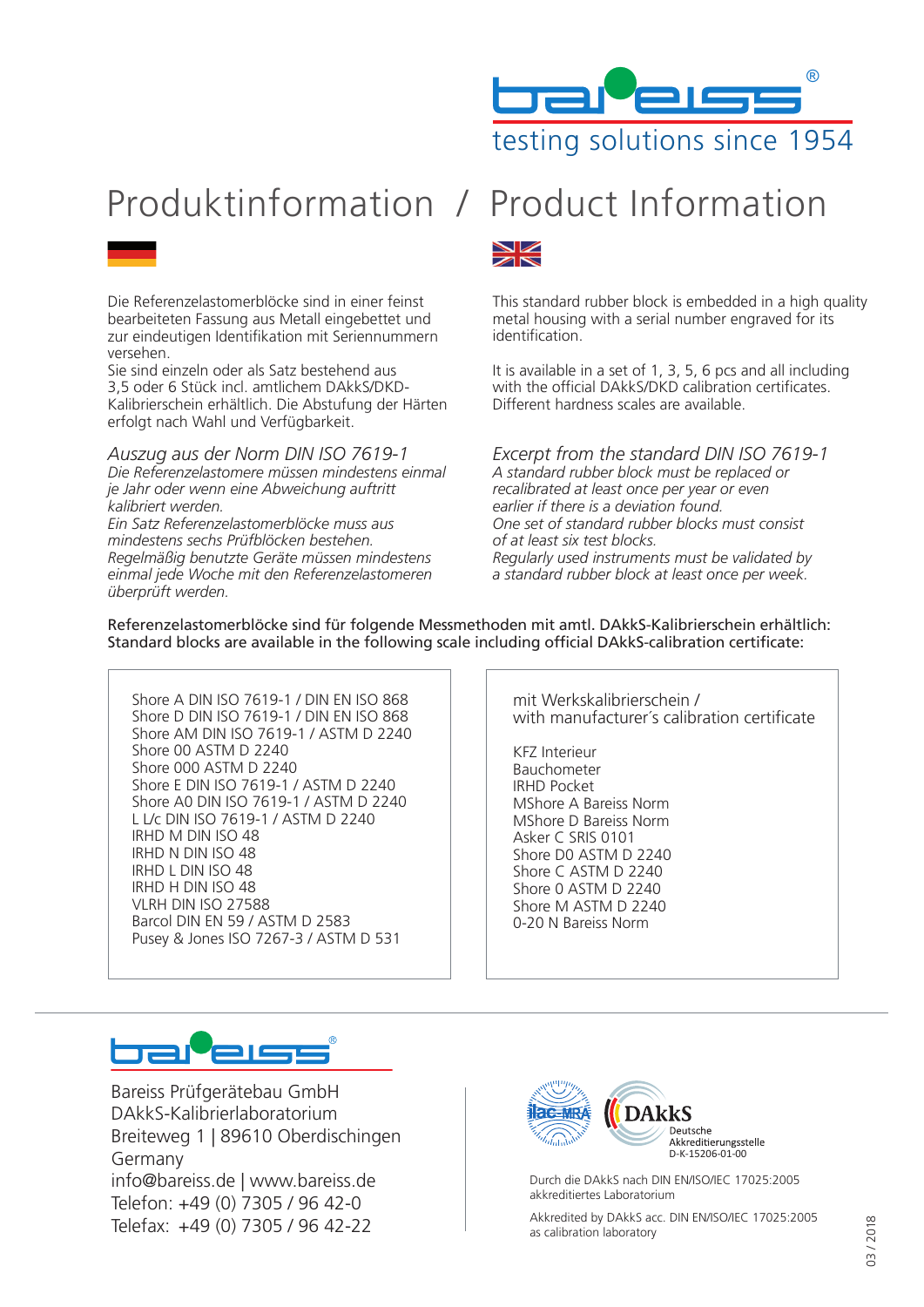testing solutions since 1954

# Produktinformation / Product Information

Die Referenzelastomerblöcke sind in einer feinst bearbeiteten Fassung aus Metall eingebettet und zur eindeutigen Identifikation mit Seriennummern versehen.
Sie sind einzeln oder als Satz bestehend aus 3,5 oder 6 Stück incl. amtlichem DAkkS/DKD-Kalibrierschein erhältlich. Die Abstufung der Härten erfolgt nach Wahl und Verfügbarkeit.

*Auszug aus der Norm DIN ISO 7619-1*
*Die Referenzelastomere müssen mindestens einmal je Jahr oder wenn eine Abweichung auftritt kalibriert werden.*
*Ein Satz Referenzelastomerblöcke muss aus mindestens sechs Prüfblöcken bestehen.*
*Regelmäßig benutzte Geräte müssen mindestens einmal jede Woche mit den Referenzelastomeren überprüft werden.*

This standard rubber block is embedded in a high quality metal housing with a serial number engraved for its identification.

It is available in a set of 1, 3, 5, 6 pcs and all including with the official DAkkS/DKD calibration certificates. Different hardness scales are available.

*Excerpt from the standard DIN ISO 7619-1*
*A standard rubber block must be replaced or recalibrated at least once per year or even earlier if there is a deviation found.*
*One set of standard rubber blocks must consist of at least six test blocks.*
*Regularly used instruments must be validated by a standard rubber block at least once per week.*

Referenzelastomerblöcke sind für folgende Messmethoden mit amtl. DAkkS-Kalibrierschein erhältlich:
Standard blocks are available in the following scale including official DAkkS-calibration certificate:

Shore A DIN ISO 7619-1 / DIN EN ISO 868
Shore D DIN ISO 7619-1 / DIN EN ISO 868
Shore AM DIN ISO 7619-1 / ASTM D 2240
Shore 00 ASTM D 2240
Shore 000 ASTM D 2240
Shore E DIN ISO 7619-1 / ASTM D 2240
Shore A0 DIN ISO 7619-1 / ASTM D 2240
L L/c DIN ISO 7619-1 / ASTM D 2240
IRHD M DIN ISO 48
IRHD N DIN ISO 48
IRHD L DIN ISO 48
IRHD H DIN ISO 48
VLRH DIN ISO 27588
Barcol DIN EN 59 / ASTM D 2583
Pusey & Jones ISO 7267-3 / ASTM D 531

mit Werkskalibrierschein /
with manufacturer´s calibration certificate

KFZ Interieur
Bauchometer
IRHD Pocket
MShore A Bareiss Norm
MShore D Bareiss Norm
Asker C SRIS 0101
Shore D0 ASTM D 2240
Shore C ASTM D 2240
Shore 0 ASTM D 2240
Shore M ASTM D 2240
0-20 N Bareiss Norm

---

Bareiss Prüfgerätebau GmbH
DAkkS-Kalibrierlaboratorium
Breiteweg 1 | 89610 Oberdischingen
Germany
info@bareiss.de | www.bareiss.de
Telefon: +49 (0) 7305 / 96 42-0
Telefax: +49 (0) 7305 / 96 42-22

DAkkS Deutsche Akkreditierungsstelle D-K-15206-01-00

Durch die DAkkS nach DIN EN/ISO/IEC 17025:2005 akkreditiertes Laboratorium

Akkredited by DAkkS acc. DIN EN/ISO/IEC 17025:2005 as calibration laboratory

03 / 2018